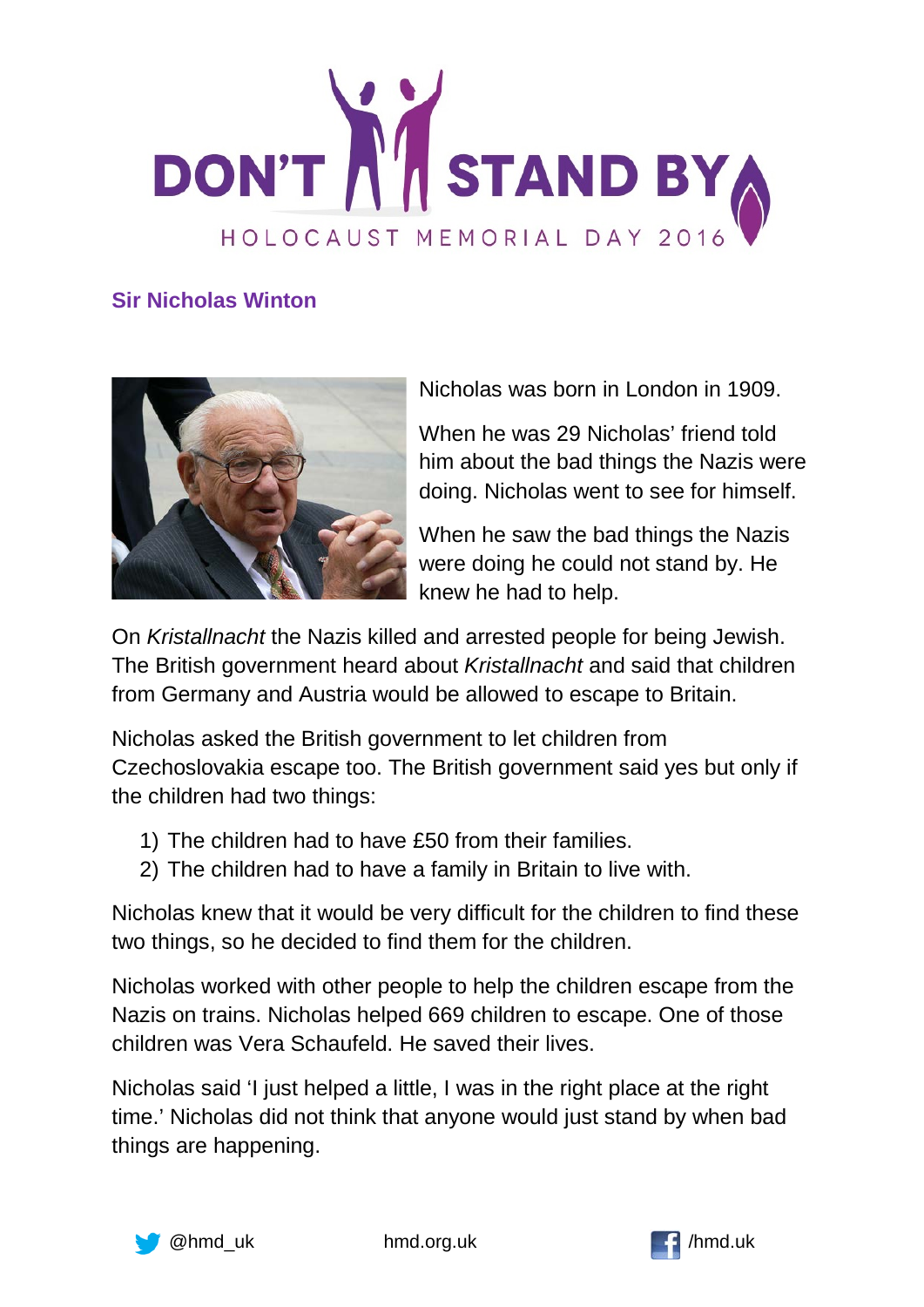DON'T STAND BY

HOLOCAUST MEMORIAL DAY 2016

## Sir Nicholas Winton

Nicholas was born in London in 1909.

When he was 29 Nicholas' friend told him about the bad things the Nazis were doing. Nicholas went to see for himself.

When he saw the bad things the Nazis were doing he could not stand by. He knew he had to help.

On *Kristallnacht* the Nazis killed and arrested people for being Jewish. The British government heard about *Kristallnacht* and said that children from Germany and Austria would be allowed to escape to Britain.

Nicholas asked the British government to let children from Czechoslovakia escape too. The British government said yes but only if the children had two things:

1) The children had to have £50 from their families.
2) The children had to have a family in Britain to live with.

Nicholas knew that it would be very difficult for the children to find these two things, so he decided to find them for the children.

Nicholas worked with other people to help the children escape from the Nazis on trains. Nicholas helped 669 children to escape. One of those children was Vera Schaufeld. He saved their lives.

Nicholas said 'I just helped a little, I was in the right place at the right time.' Nicholas did not think that anyone would just stand by when bad things are happening.

@hmd_uk hmd.org.uk /hmd.uk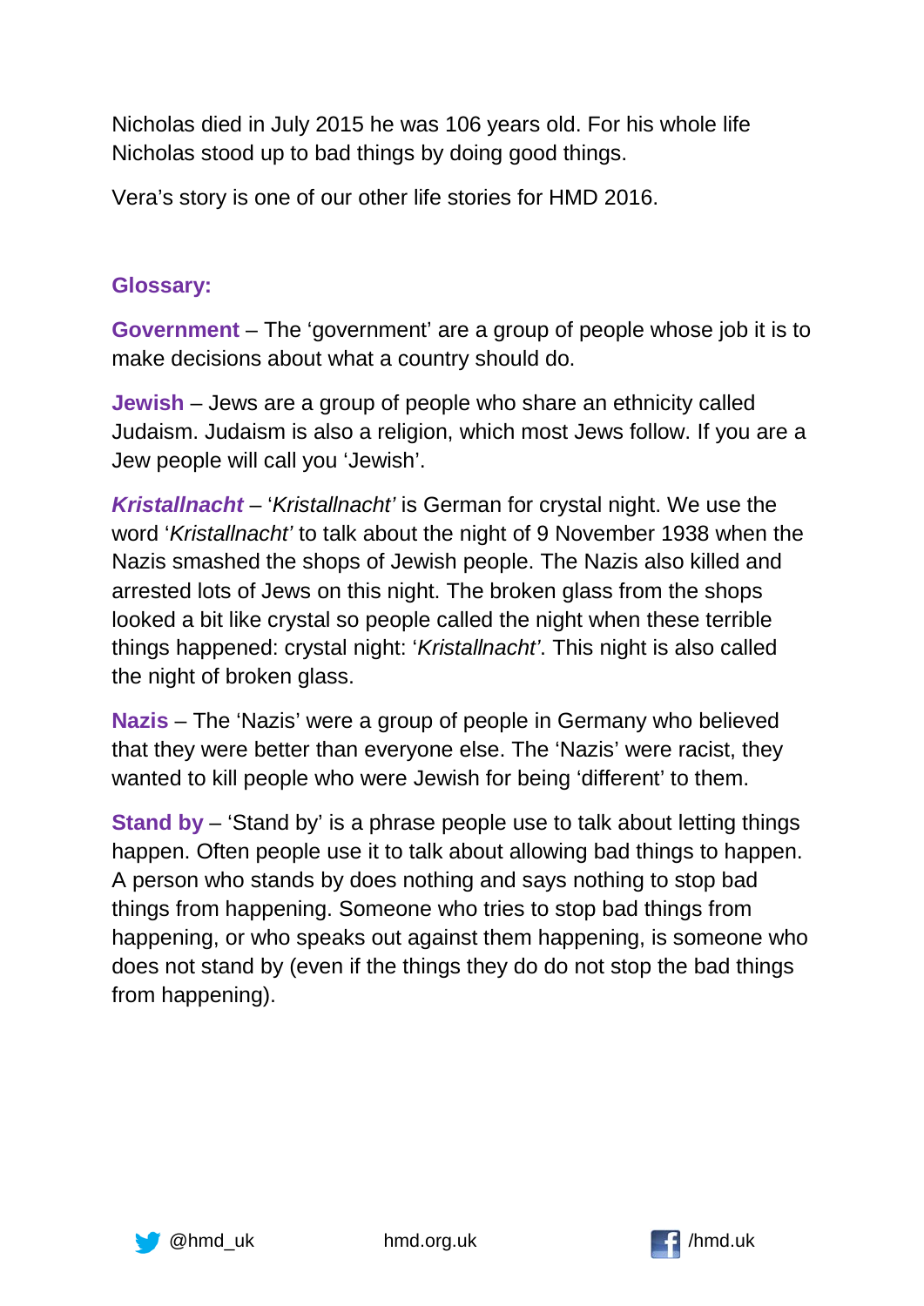Nicholas died in July 2015 he was 106 years old. For his whole life Nicholas stood up to bad things by doing good things.

Vera's story is one of our other life stories for HMD 2016.

**Glossary:**

**Government** – The 'government' are a group of people whose job it is to make decisions about what a country should do.

**Jewish** – Jews are a group of people who share an ethnicity called Judaism. Judaism is also a religion, which most Jews follow. If you are a Jew people will call you 'Jewish'.

***Kristallnacht*** – '*Kristallnacht'* is German for crystal night. We use the word '*Kristallnacht'* to talk about the night of 9 November 1938 when the Nazis smashed the shops of Jewish people. The Nazis also killed and arrested lots of Jews on this night. The broken glass from the shops looked a bit like crystal so people called the night when these terrible things happened: crystal night: '*Kristallnacht'*. This night is also called the night of broken glass.

**Nazis** – The 'Nazis' were a group of people in Germany who believed that they were better than everyone else. The 'Nazis' were racist, they wanted to kill people who were Jewish for being 'different' to them.

**Stand by** – 'Stand by' is a phrase people use to talk about letting things happen. Often people use it to talk about allowing bad things to happen. A person who stands by does nothing and says nothing to stop bad things from happening. Someone who tries to stop bad things from happening, or who speaks out against them happening, is someone who does not stand by (even if the things they do do not stop the bad things from happening).

@hmd_uk hmd.org.uk /hmd.uk